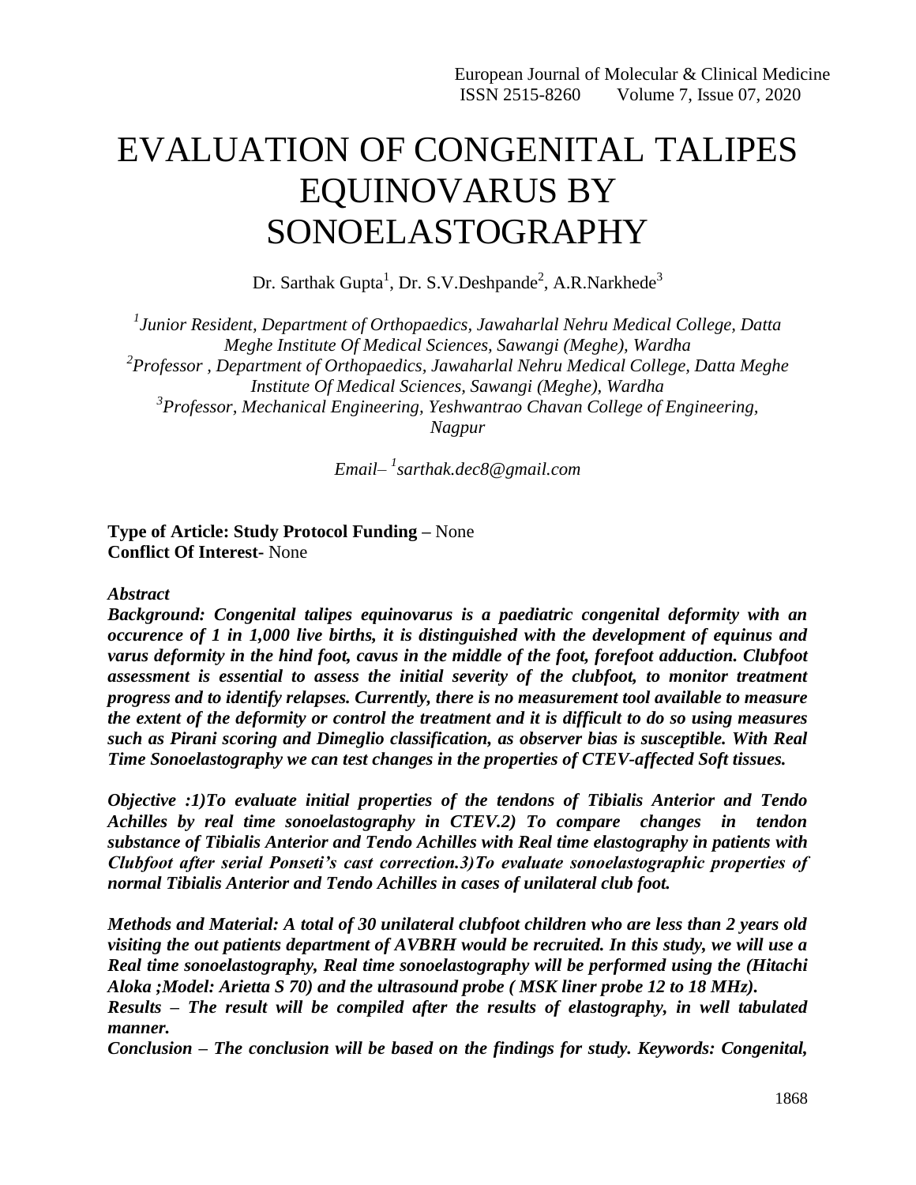# EVALUATION OF CONGENITAL TALIPES EQUINOVARUS BY SONOELASTOGRAPHY

Dr. Sarthak Gupta[1], Dr. S.V.Deshpande[2], A.R.Narkhede[3]

*[1]Junior Resident, Department of Orthopaedics, Jawaharlal Nehru Medical College, Datta Meghe Institute Of Medical Sciences, Sawangi (Meghe), Wardha*
*[2]Professor , Department of Orthopaedics, Jawaharlal Nehru Medical College, Datta Meghe Institute Of Medical Sciences, Sawangi (Meghe), Wardha*
*[3]Professor, Mechanical Engineering, Yeshwantrao Chavan College of Engineering, Nagpur*

*Email– [1]sarthak.dec8@gmail.com*

**Type of Article: Study Protocol Funding –** None
**Conflict Of Interest-** None

***Abstract***

***Background: Congenital talipes equinovarus is a paediatric congenital deformity with an occurence of 1 in 1,000 live births, it is distinguished with the development of equinus and varus deformity in the hind foot, cavus in the middle of the foot, forefoot adduction. Clubfoot assessment is essential to assess the initial severity of the clubfoot, to monitor treatment progress and to identify relapses. Currently, there is no measurement tool available to measure the extent of the deformity or control the treatment and it is difficult to do so using measures such as Pirani scoring and Dimeglio classification, as observer bias is susceptible. With Real Time Sonoelastography we can test changes in the properties of CTEV-affected Soft tissues.***

***Objective :1)To evaluate initial properties of the tendons of Tibialis Anterior and Tendo Achilles by real time sonoelastography in CTEV.2) To compare changes in tendon substance of Tibialis Anterior and Tendo Achilles with Real time elastography in patients with Clubfoot after serial Ponseti's cast correction.3)To evaluate sonoelastographic properties of normal Tibialis Anterior and Tendo Achilles in cases of unilateral club foot.***

***Methods and Material: A total of 30 unilateral clubfoot children who are less than 2 years old visiting the out patients department of AVBRH would be recruited. In this study, we will use a Real time sonoelastography, Real time sonoelastography will be performed using the (Hitachi Aloka ;Model: Arietta S 70) and the ultrasound probe ( MSK liner probe 12 to 18 MHz).***
***Results – The result will be compiled after the results of elastography, in well tabulated manner.***
***Conclusion – The conclusion will be based on the findings for study. Keywords: Congenital,***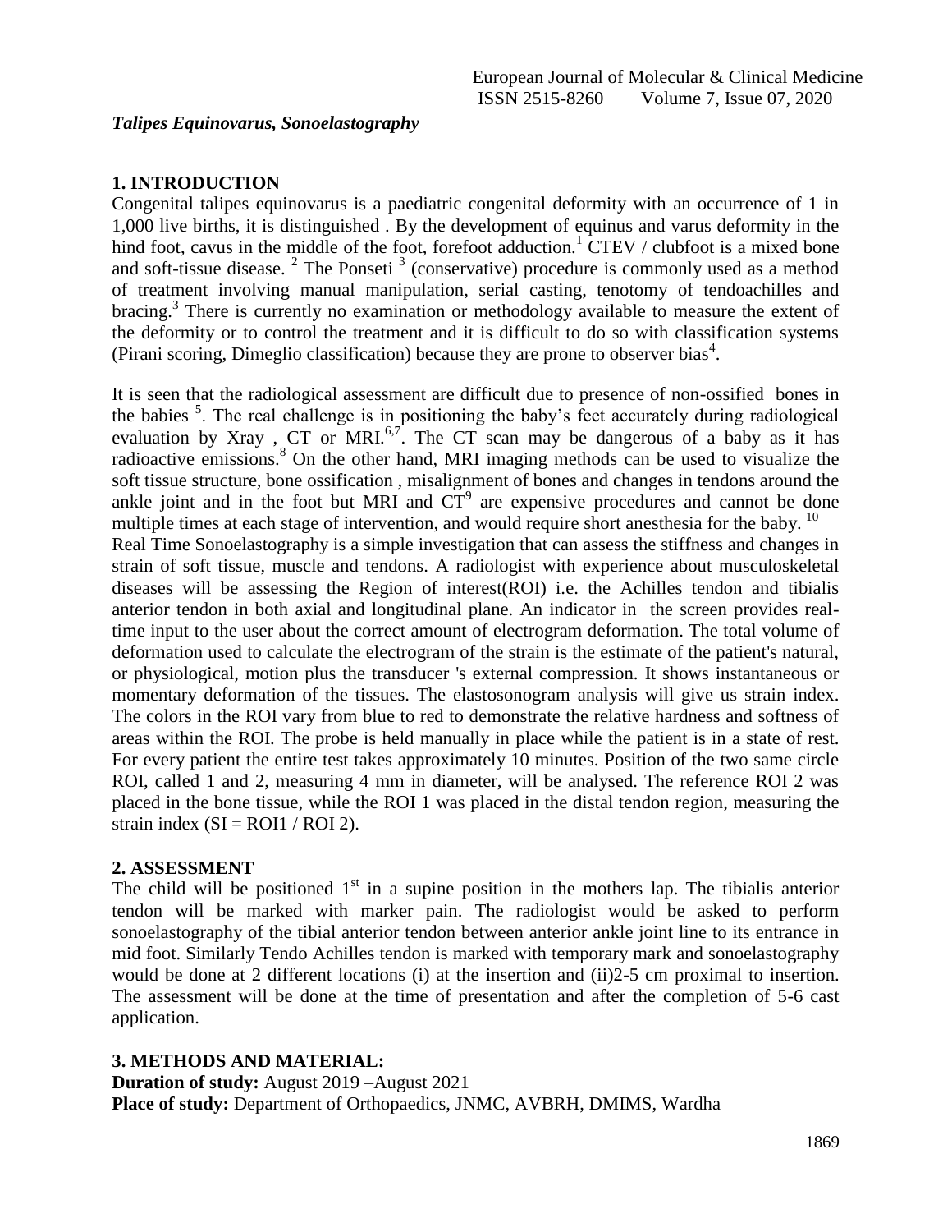*Talipes Equinovarus, Sonoelastography*

## 1. INTRODUCTION

Congenital talipes equinovarus is a paediatric congenital deformity with an occurrence of 1 in 1,000 live births, it is distinguished . By the development of equinus and varus deformity in the hind foot, cavus in the middle of the foot, forefoot adduction.[1] CTEV / clubfoot is a mixed bone and soft-tissue disease. [2] The Ponseti [3] (conservative) procedure is commonly used as a method of treatment involving manual manipulation, serial casting, tenotomy of tendoachilles and bracing.[3] There is currently no examination or methodology available to measure the extent of the deformity or to control the treatment and it is difficult to do so with classification systems (Pirani scoring, Dimeglio classification) because they are prone to observer bias[4].

It is seen that the radiological assessment are difficult due to presence of non-ossified bones in the babies [5]. The real challenge is in positioning the baby's feet accurately during radiological evaluation by Xray , CT or MRI.[6,7]. The CT scan may be dangerous of a baby as it has radioactive emissions.[8] On the other hand, MRI imaging methods can be used to visualize the soft tissue structure, bone ossification , misalignment of bones and changes in tendons around the ankle joint and in the foot but MRI and CT[9] are expensive procedures and cannot be done multiple times at each stage of intervention, and would require short anesthesia for the baby. [10]

Real Time Sonoelastography is a simple investigation that can assess the stiffness and changes in strain of soft tissue, muscle and tendons. A radiologist with experience about musculoskeletal diseases will be assessing the Region of interest(ROI) i.e. the Achilles tendon and tibialis anterior tendon in both axial and longitudinal plane. An indicator in the screen provides real-time input to the user about the correct amount of electrogram deformation. The total volume of deformation used to calculate the electrogram of the strain is the estimate of the patient's natural, or physiological, motion plus the transducer 's external compression. It shows instantaneous or momentary deformation of the tissues. The elastosonogram analysis will give us strain index. The colors in the ROI vary from blue to red to demonstrate the relative hardness and softness of areas within the ROI. The probe is held manually in place while the patient is in a state of rest. For every patient the entire test takes approximately 10 minutes. Position of the two same circle ROI, called 1 and 2, measuring 4 mm in diameter, will be analysed. The reference ROI 2 was placed in the bone tissue, while the ROI 1 was placed in the distal tendon region, measuring the strain index (SI = ROI1 / ROI 2).

## 2. ASSESSMENT

The child will be positioned 1st in a supine position in the mothers lap. The tibialis anterior tendon will be marked with marker pain. The radiologist would be asked to perform sonoelastography of the tibial anterior tendon between anterior ankle joint line to its entrance in mid foot. Similarly Tendo Achilles tendon is marked with temporary mark and sonoelastography would be done at 2 different locations (i) at the insertion and (ii)2-5 cm proximal to insertion. The assessment will be done at the time of presentation and after the completion of 5-6 cast application.

## 3. METHODS AND MATERIAL:

**Duration of study:** August 2019 –August 2021

**Place of study:** Department of Orthopaedics, JNMC, AVBRH, DMIMS, Wardha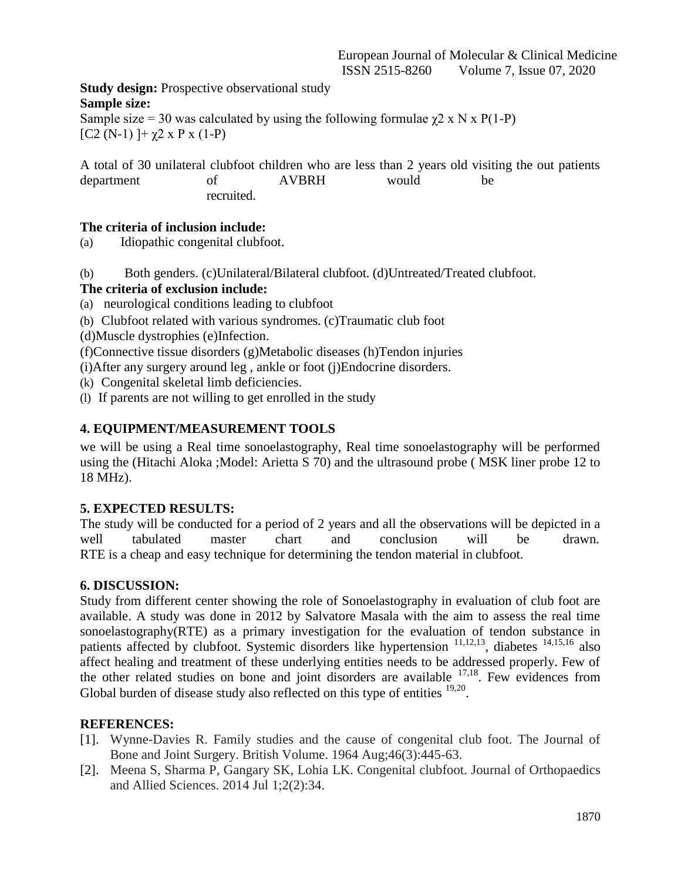**Study design:** Prospective observational study

**Sample size:**

Sample size = 30 was calculated by using the following formulae $\chi 2$ x N x P(1-P) [C2 (N-1) ]+ $\chi 2$ x P x (1-P)

A total of 30 unilateral clubfoot children who are less than 2 years old visiting the out patients department of AVBRH would be recruited.

**The criteria of inclusion include:**

(a) Idiopathic congenital clubfoot.

(b) Both genders. (c)Unilateral/Bilateral clubfoot. (d)Untreated/Treated clubfoot.

**The criteria of exclusion include:**

(a) neurological conditions leading to clubfoot

(b) Clubfoot related with various syndromes. (c)Traumatic club foot

(d)Muscle dystrophies (e)Infection.

(f)Connective tissue disorders (g)Metabolic diseases (h)Tendon injuries

(i)After any surgery around leg , ankle or foot (j)Endocrine disorders.

(k) Congenital skeletal limb deficiencies.

(l) If parents are not willing to get enrolled in the study

## 4. EQUIPMENT/MEASUREMENT TOOLS

we will be using a Real time sonoelastography, Real time sonoelastography will be performed using the (Hitachi Aloka ;Model: Arietta S 70) and the ultrasound probe ( MSK liner probe 12 to 18 MHz).

## 5. EXPECTED RESULTS:

The study will be conducted for a period of 2 years and all the observations will be depicted in a well tabulated master chart and conclusion will be drawn.
RTE is a cheap and easy technique for determining the tendon material in clubfoot.

## 6. DISCUSSION:

Study from different center showing the role of Sonoelastography in evaluation of club foot are available. A study was done in 2012 by Salvatore Masala with the aim to assess the real time sonoelastography(RTE) as a primary investigation for the evaluation of tendon substance in patients affected by clubfoot. Systemic disorders like hypertension [11,12,13], diabetes [14,15,16] also affect healing and treatment of these underlying entities needs to be addressed properly. Few of the other related studies on bone and joint disorders are available [17,18]. Few evidences from Global burden of disease study also reflected on this type of entities [19,20].

## REFERENCES:

[1]. Wynne-Davies R. Family studies and the cause of congenital club foot. The Journal of Bone and Joint Surgery. British Volume. 1964 Aug;46(3):445-63.

[2]. Meena S, Sharma P, Gangary SK, Lohia LK. Congenital clubfoot. Journal of Orthopaedics and Allied Sciences. 2014 Jul 1;2(2):34.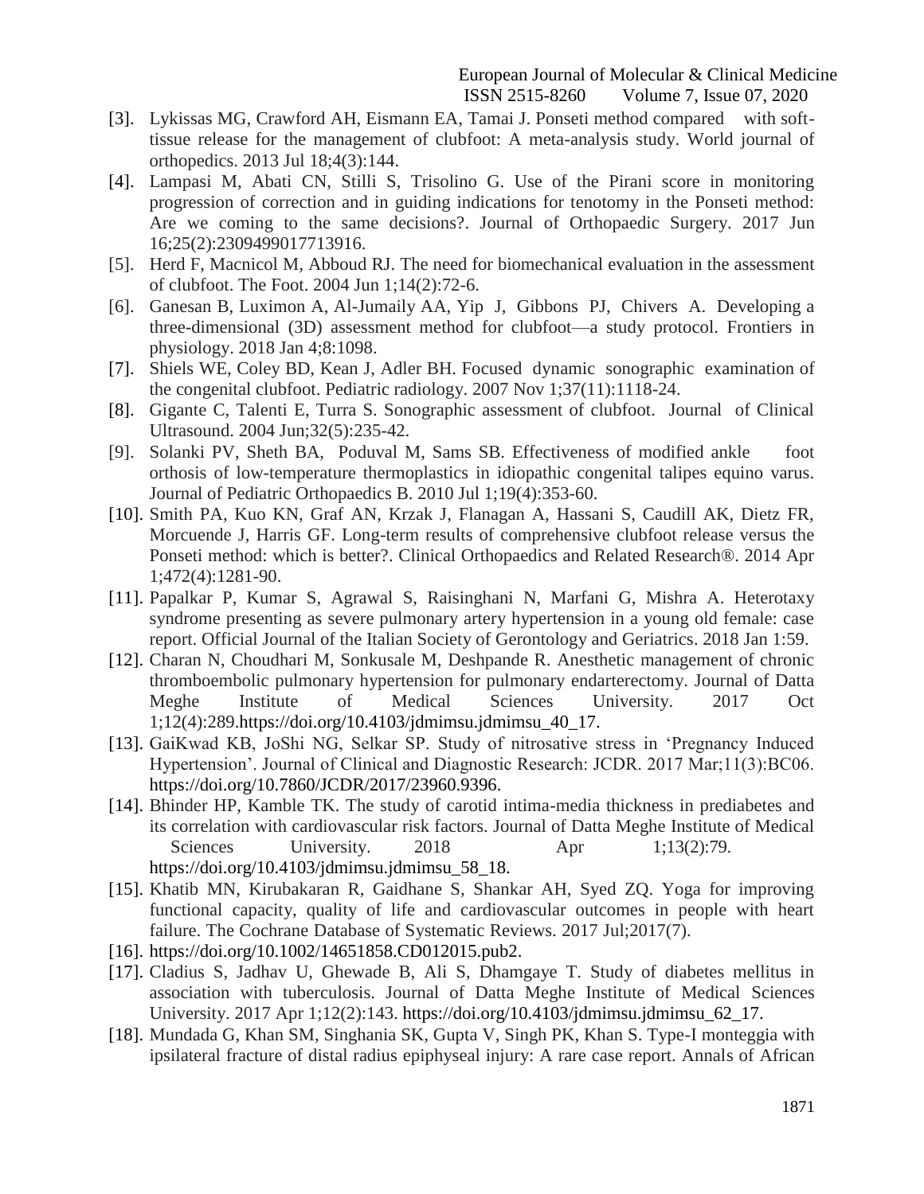[3]. Lykissas MG, Crawford AH, Eismann EA, Tamai J. Ponseti method compared with soft-tissue release for the management of clubfoot: A meta-analysis study. World journal of orthopedics. 2013 Jul 18;4(3):144.

[4]. Lampasi M, Abati CN, Stilli S, Trisolino G. Use of the Pirani score in monitoring progression of correction and in guiding indications for tenotomy in the Ponseti method: Are we coming to the same decisions?. Journal of Orthopaedic Surgery. 2017 Jun 16;25(2):2309499017713916.

[5]. Herd F, Macnicol M, Abboud RJ. The need for biomechanical evaluation in the assessment of clubfoot. The Foot. 2004 Jun 1;14(2):72-6.

[6]. Ganesan B, Luximon A, Al-Jumaily AA, Yip J, Gibbons PJ, Chivers A. Developing a three-dimensional (3D) assessment method for clubfoot—a study protocol. Frontiers in physiology. 2018 Jan 4;8:1098.

[7]. Shiels WE, Coley BD, Kean J, Adler BH. Focused dynamic sonographic examination of the congenital clubfoot. Pediatric radiology. 2007 Nov 1;37(11):1118-24.

[8]. Gigante C, Talenti E, Turra S. Sonographic assessment of clubfoot. Journal of Clinical Ultrasound. 2004 Jun;32(5):235-42.

[9]. Solanki PV, Sheth BA, Poduval M, Sams SB. Effectiveness of modified ankle foot orthosis of low-temperature thermoplastics in idiopathic congenital talipes equino varus. Journal of Pediatric Orthopaedics B. 2010 Jul 1;19(4):353-60.

[10]. Smith PA, Kuo KN, Graf AN, Krzak J, Flanagan A, Hassani S, Caudill AK, Dietz FR, Morcuende J, Harris GF. Long-term results of comprehensive clubfoot release versus the Ponseti method: which is better?. Clinical Orthopaedics and Related Research®. 2014 Apr 1;472(4):1281-90.

[11]. Papalkar P, Kumar S, Agrawal S, Raisinghani N, Marfani G, Mishra A. Heterotaxy syndrome presenting as severe pulmonary artery hypertension in a young old female: case report. Official Journal of the Italian Society of Gerontology and Geriatrics. 2018 Jan 1:59.

[12]. Charan N, Choudhari M, Sonkusale M, Deshpande R. Anesthetic management of chronic thromboembolic pulmonary hypertension for pulmonary endarterectomy. Journal of Datta Meghe Institute of Medical Sciences University. 2017 Oct 1;12(4):289.https://doi.org/10.4103/jdmimsu.jdmimsu_40_17.

[13]. GaiKwad KB, JoShi NG, Selkar SP. Study of nitrosative stress in 'Pregnancy Induced Hypertension'. Journal of Clinical and Diagnostic Research: JCDR. 2017 Mar;11(3):BC06. https://doi.org/10.7860/JCDR/2017/23960.9396.

[14]. Bhinder HP, Kamble TK. The study of carotid intima-media thickness in prediabetes and its correlation with cardiovascular risk factors. Journal of Datta Meghe Institute of Medical Sciences University. 2018 Apr 1;13(2):79. https://doi.org/10.4103/jdmimsu.jdmimsu_58_18.

[15]. Khatib MN, Kirubakaran R, Gaidhane S, Shankar AH, Syed ZQ. Yoga for improving functional capacity, quality of life and cardiovascular outcomes in people with heart failure. The Cochrane Database of Systematic Reviews. 2017 Jul;2017(7).

[16]. https://doi.org/10.1002/14651858.CD012015.pub2.

[17]. Cladius S, Jadhav U, Ghewade B, Ali S, Dhamgaye T. Study of diabetes mellitus in association with tuberculosis. Journal of Datta Meghe Institute of Medical Sciences University. 2017 Apr 1;12(2):143. https://doi.org/10.4103/jdmimsu.jdmimsu_62_17.

[18]. Mundada G, Khan SM, Singhania SK, Gupta V, Singh PK, Khan S. Type-I monteggia with ipsilateral fracture of distal radius epiphyseal injury: A rare case report. Annals of African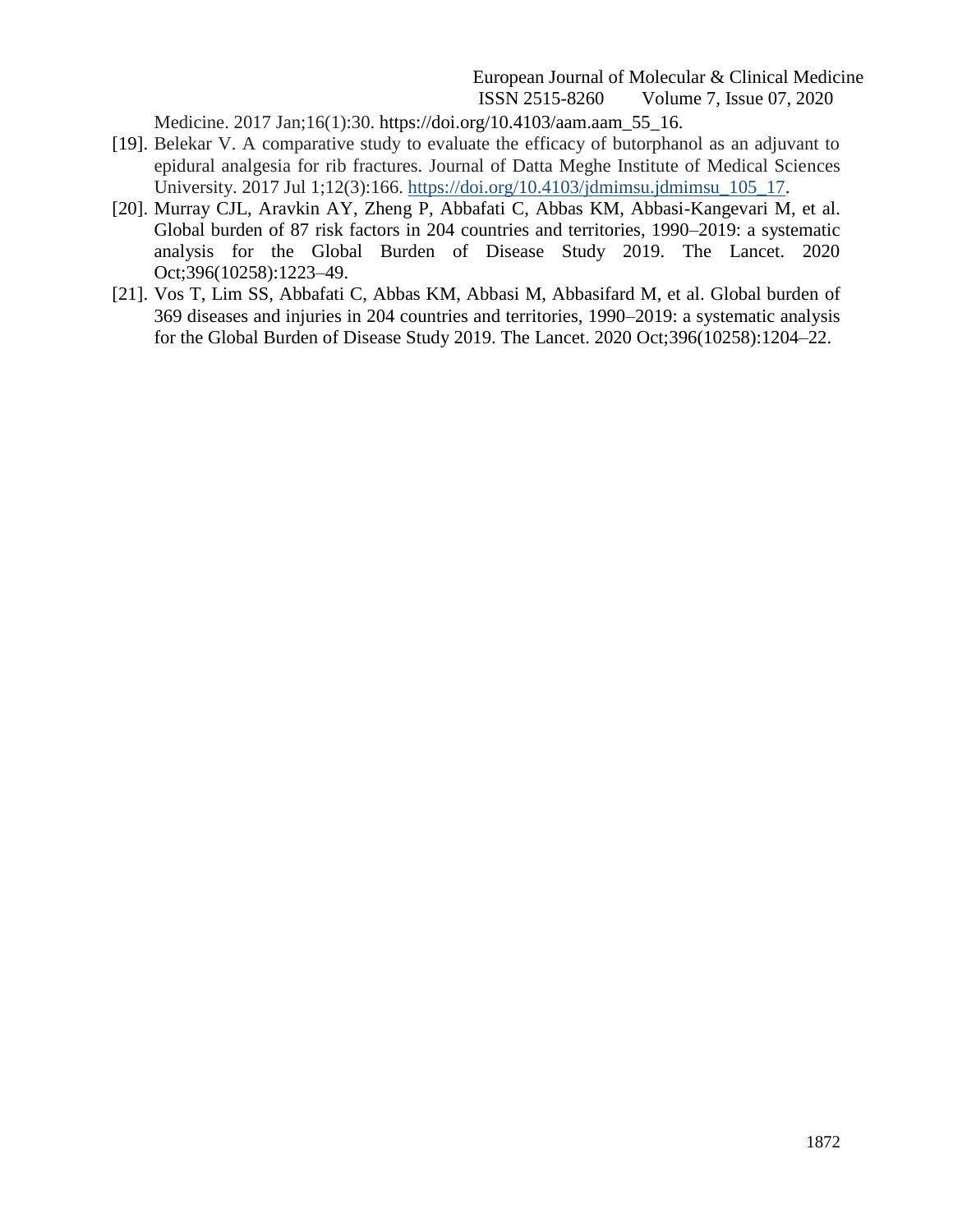Medicine. 2017 Jan;16(1):30. https://doi.org/10.4103/aam.aam_55_16.

[19]. Belekar V. A comparative study to evaluate the efficacy of butorphanol as an adjuvant to epidural analgesia for rib fractures. Journal of Datta Meghe Institute of Medical Sciences University. 2017 Jul 1;12(3):166. https://doi.org/10.4103/jdmimsu.jdmimsu_105_17.

[20]. Murray CJL, Aravkin AY, Zheng P, Abbafati C, Abbas KM, Abbasi-Kangevari M, et al. Global burden of 87 risk factors in 204 countries and territories, 1990–2019: a systematic analysis for the Global Burden of Disease Study 2019. The Lancet. 2020 Oct;396(10258):1223–49.

[21]. Vos T, Lim SS, Abbafati C, Abbas KM, Abbasi M, Abbasifard M, et al. Global burden of 369 diseases and injuries in 204 countries and territories, 1990–2019: a systematic analysis for the Global Burden of Disease Study 2019. The Lancet. 2020 Oct;396(10258):1204–22.